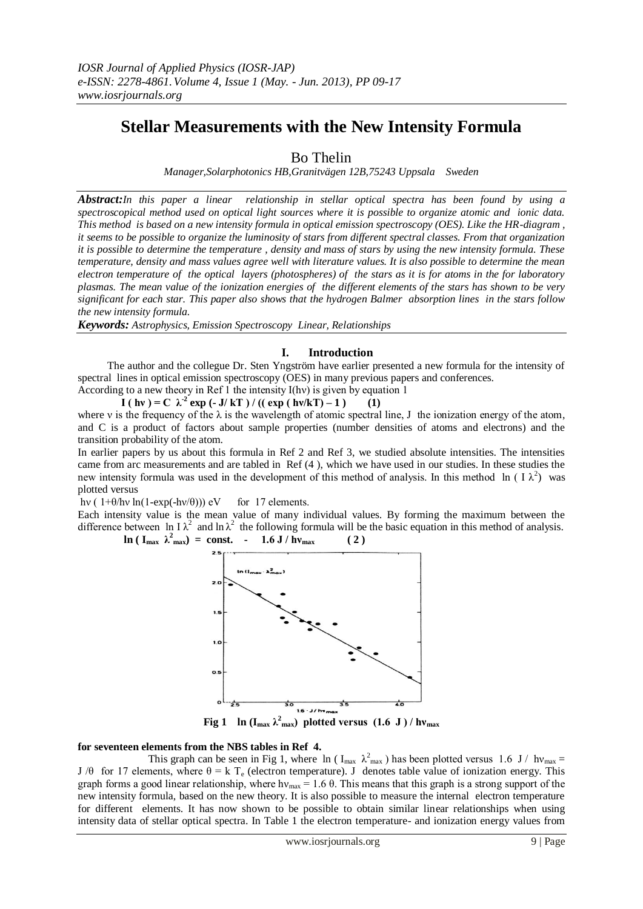# Stellar Measurements with the New Intensity Formula

Bo Thelin

*Manager,Solarphotonics HB,Granitvägen 12B,75243 Uppsala Sweden*

***Abstract:*** *In this paper a linear relationship in stellar optical spectra has been found by using a spectroscopical method used on optical light sources where it is possible to organize atomic and ionic data. This method is based on a new intensity formula in optical emission spectroscopy (OES). Like the HR-diagram , it seems to be possible to organize the luminosity of stars from different spectral classes. From that organization it is possible to determine the temperature , density and mass of stars by using the new intensity formula. These temperature, density and mass values agree well with literature values. It is also possible to determine the mean electron temperature of the optical layers (photospheres) of the stars as it is for atoms in the for laboratory plasmas. The mean value of the ionization energies of the different elements of the stars has shown to be very significant for each star. This paper also shows that the hydrogen Balmer absorption lines in the stars follow the new intensity formula.*

***Keywords:*** *Astrophysics, Emission Spectroscopy Linear, Relationships*

## I. Introduction

The author and the collegue Dr. Sten Yngström have earlier presented a new formula for the intensity of spectral lines in optical emission spectroscopy (OES) in many previous papers and conferences.

According to a new theory in Ref 1 the intensity I(hν) is given by equation 1

$$I(h\nu) = C\ \lambda^{-2} \exp(-J/kT) / ((\exp(h\nu/kT) - 1) \qquad (1)$$

where ν is the frequency of the λ is the wavelength of atomic spectral line, J the ionization energy of the atom, and C is a product of factors about sample properties (number densities of atoms and electrons) and the transition probability of the atom.

In earlier papers by us about this formula in Ref 2 and Ref 3, we studied absolute intensities. The intensities came from arc measurements and are tabled in Ref (4 ), which we have used in our studies. In these studies the new intensity formula was used in the development of this method of analysis. In this method $\ln(I\lambda^2)$ was plotted versus

$h\nu\,(1+\theta/h\nu \ln(1-\exp(-h\nu/\theta)))$ eV for 17 elements.

Each intensity value is the mean value of many individual values. By forming the maximum between the difference between $\ln I\lambda^2$ and $\ln \lambda^2$ the following formula will be the basic equation in this method of analysis.

$$\ln(I_{max}\ \lambda^2_{max}) = \text{const.} - 1.6\ J / h\nu_{max} \qquad (2)$$

**Fig 1** $\ln(I_{max}\ \lambda^2_{max})$ **plotted versus** $(1.6\ J) / h\nu_{max}$ **for seventeen elements from the NBS tables in Ref 4.**

This graph can be seen in Fig 1, where $\ln(I_{max}\ \lambda^2_{max})$ has been plotted versus $1.6\ J / h\nu_{max} = J/\theta$ for 17 elements, where $\theta = k\,T_e$ (electron temperature). J denotes table value of ionization energy. This graph forms a good linear relationship, where $h\nu_{max} = 1.6\ \theta$. This means that this graph is a strong support of the new intensity formula, based on the new theory. It is also possible to measure the internal electron temperature for different elements. It has now shown to be possible to obtain similar linear relationships when using intensity data of stellar optical spectra. In Table 1 the electron temperature- and ionization energy values from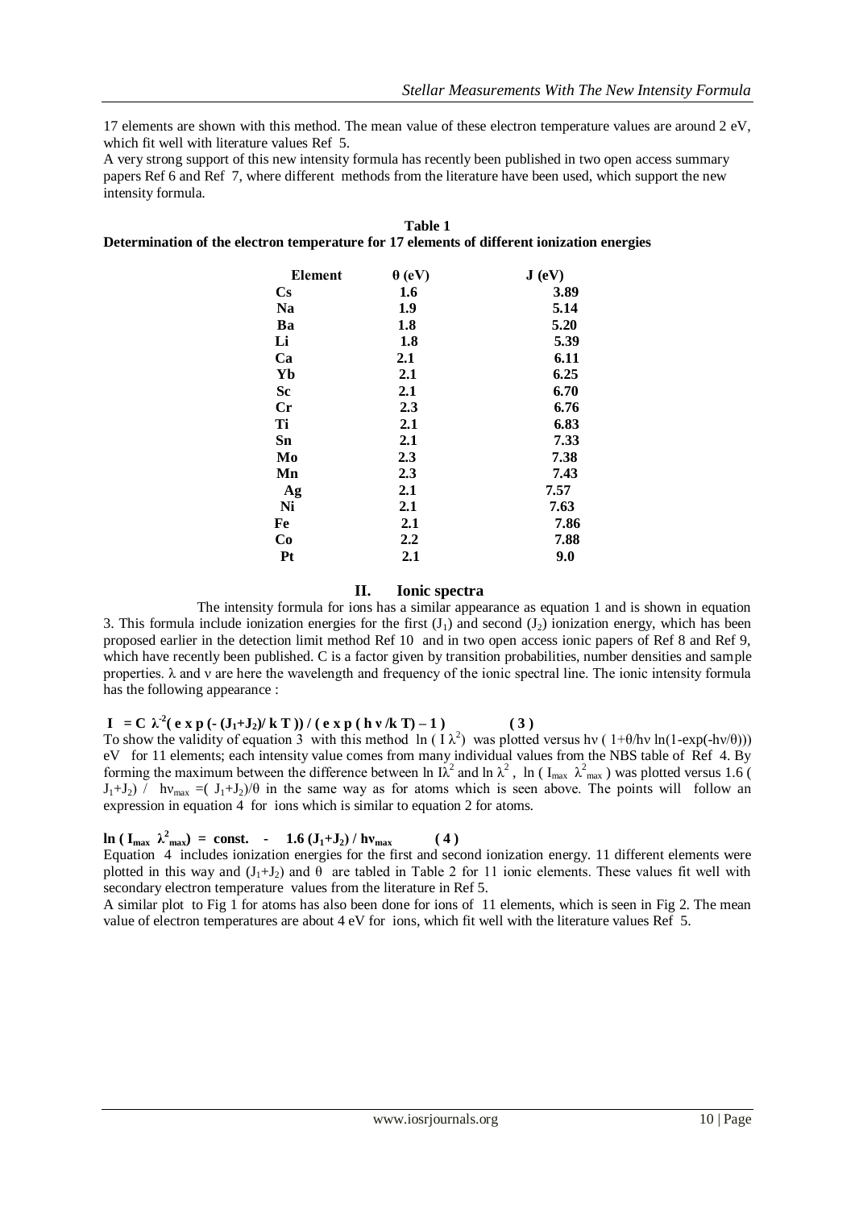17 elements are shown with this method. The mean value of these electron temperature values are around 2 eV, which fit well with literature values Ref 5.

A very strong support of this new intensity formula has recently been published in two open access summary papers Ref 6 and Ref 7, where different methods from the literature have been used, which support the new intensity formula.

**Table 1**
**Determination of the electron temperature for 17 elements of different ionization energies**

| Element | θ (eV) | J (eV) |
|---|---|---|
| Cs | 1.6 | 3.89 |
| Na | 1.9 | 5.14 |
| Ba | 1.8 | 5.20 |
| Li | 1.8 | 5.39 |
| Ca | 2.1 | 6.11 |
| Yb | 2.1 | 6.25 |
| Sc | 2.1 | 6.70 |
| Cr | 2.3 | 6.76 |
| Ti | 2.1 | 6.83 |
| Sn | 2.1 | 7.33 |
| Mo | 2.3 | 7.38 |
| Mn | 2.3 | 7.43 |
| Ag | 2.1 | 7.57 |
| Ni | 2.1 | 7.63 |
| Fe | 2.1 | 7.86 |
| Co | 2.2 | 7.88 |
| Pt | 2.1 | 9.0 |

## II. Ionic spectra

The intensity formula for ions has a similar appearance as equation 1 and is shown in equation 3. This formula include ionization energies for the first ($J_1$) and second ($J_2$) ionization energy, which has been proposed earlier in the detection limit method Ref 10 and in two open access ionic papers of Ref 8 and Ref 9, which have recently been published. C is a factor given by transition probabilities, number densities and sample properties. λ and ν are here the wavelength and frequency of the ionic spectral line. The ionic intensity formula has the following appearance :

$$I = C\ \lambda^{-2}(\exp(-(J_1+J_2)/kT))\ /\ (\exp(h\nu/kT)-1) \qquad (3)$$

To show the validity of equation 3 with this method $\ln(I\lambda^2)$ was plotted versus $h\nu\,(1+\theta/h\nu\,\ln(1-\exp(-h\nu/\theta)))$ eV for 11 elements; each intensity value comes from many individual values from the NBS table of Ref 4. By forming the maximum between the difference between $\ln I\lambda^2$ and $\ln\lambda^2$, $\ln(I_{max}\ \lambda^2_{max})$ was plotted versus $1.6\,(J_1+J_2)\ /\ h\nu_{max} = (J_1+J_2)/\theta$ in the same way as for atoms which is seen above. The points will follow an expression in equation 4 for ions which is similar to equation 2 for atoms.

$$\ln(I_{max}\ \lambda^2_{max}) = \text{const.} \ - \ 1.6\,(J_1+J_2)\ /\ h\nu_{max} \qquad (4)$$

Equation 4 includes ionization energies for the first and second ionization energy. 11 different elements were plotted in this way and $(J_1+J_2)$ and θ are tabled in Table 2 for 11 ionic elements. These values fit well with secondary electron temperature values from the literature in Ref 5.

A similar plot to Fig 1 for atoms has also been done for ions of 11 elements, which is seen in Fig 2. The mean value of electron temperatures are about 4 eV for ions, which fit well with the literature values Ref 5.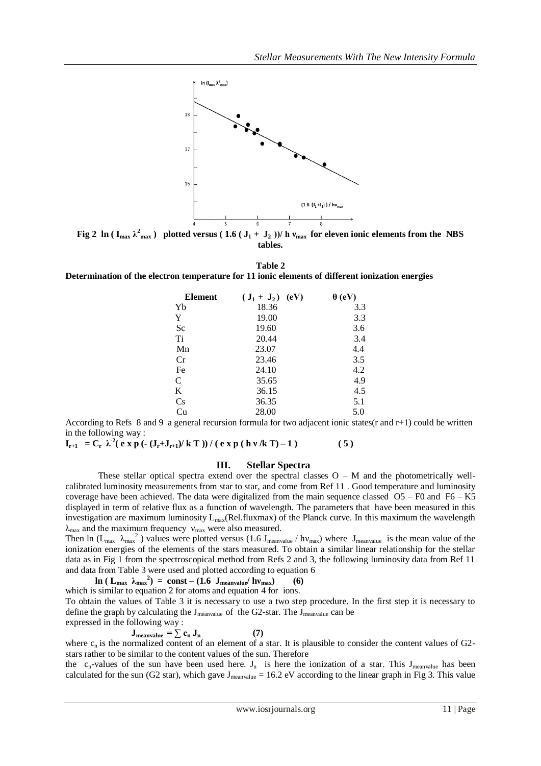**Fig 2** $\ln ( I_{max} \lambda^2_{max} )$ **plotted versus** $( 1.6 ( J_1 + J_2 ))/ h \nu_{max}$ **for eleven ionic elements from the NBS tables.**

**Table 2**
**Determination of the electron temperature for 11 ionic elements of different ionization energies**

| Element | $( J_1 + J_2 )$ (eV) | θ (eV) |
|---|---|---|
| Yb | 18.36 | 3.3 |
| Y | 19.00 | 3.3 |
| Sc | 19.60 | 3.6 |
| Ti | 20.44 | 3.4 |
| Mn | 23.07 | 4.4 |
| Cr | 23.46 | 3.5 |
| Fe | 24.10 | 4.2 |
| C | 35.65 | 4.9 |
| K | 36.15 | 4.5 |
| Cs | 36.35 | 5.1 |
| Cu | 28.00 | 5.0 |

According to Refs 8 and 9 a general recursion formula for two adjacent ionic states(r and r+1) could be written in the following way :

$$I_{r+1} = C_r \lambda^{-2}( \exp (- (J_r+J_{r+1})/ k T )) / ( \exp ( h \nu /k T) - 1 ) \qquad (5)$$

## III. Stellar Spectra

These stellar optical spectra extend over the spectral classes O – M and the photometrically well-calibrated luminosity measurements from star to star, and come from Ref 11 . Good temperature and luminosity coverage have been achieved. The data were digitalized from the main sequence classed O5 – F0 and F6 – K5 displayed in term of relative flux as a function of wavelength. The parameters that have been measured in this investigation are maximum luminosity $L_{max}$(Rel.fluxmax) of the Planck curve. In this maximum the wavelength $\lambda_{max}$ and the maximum frequency $\nu_{max}$ were also measured.

Then ln ($L_{max}$ $\lambda_{max}^2$ ) values were plotted versus (1.6 $J_{meanvalue}$ / $h\nu_{max}$) where $J_{meanvalue}$ is the mean value of the ionization energies of the elements of the stars measured. To obtain a similar linear relationship for the stellar data as in Fig 1 from the spectroscopical method from Refs 2 and 3, the following luminosity data from Ref 11 and data from Table 3 were used and plotted according to equation 6

$$\ln ( L_{max} \lambda_{max}^2) = \text{const} - (1.6 \; J_{meanvalue}/ h\nu_{max}) \qquad (6)$$

which is similar to equation 2 for atoms and equation 4 for ions.

To obtain the values of Table 3 it is necessary to use a two step procedure. In the first step it is necessary to define the graph by calculating the $J_{meanvalue}$ of the G2-star. The $J_{meanvalue}$ can be expressed in the following way :

$$J_{meanvalue} = \sum c_n J_n \qquad (7)$$

where $c_n$ is the normalized content of an element of a star. It is plausible to consider the content values of G2-stars rather to be similar to the content values of the sun. Therefore the $c_n$-values of the sun have been used here. $J_n$ is here the ionization of a star. This $J_{meanvalue}$ has been calculated for the sun (G2 star), which gave $J_{meanvalue}$ = 16.2 eV according to the linear graph in Fig 3. This value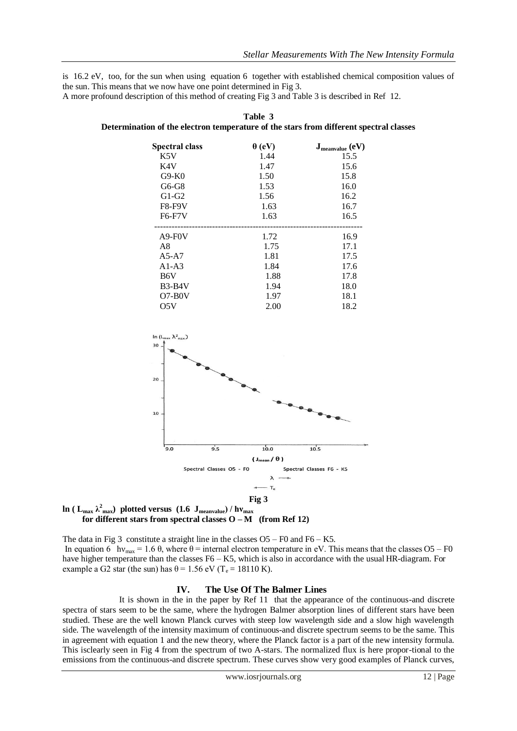is 16.2 eV, too, for the sun when using equation 6 together with established chemical composition values of the sun. This means that we now have one point determined in Fig 3.
A more profound description of this method of creating Fig 3 and Table 3 is described in Ref 12.

**Table 3**
**Determination of the electron temperature of the stars from different spectral classes**

| Spectral class | θ (eV) | $J_{meanvalue}$ (eV) |
|---|---|---|
| K5V | 1.44 | 15.5 |
| K4V | 1.47 | 15.6 |
| G9-K0 | 1.50 | 15.8 |
| G6-G8 | 1.53 | 16.0 |
| G1-G2 | 1.56 | 16.2 |
| F8-F9V | 1.63 | 16.7 |
| F6-F7V | 1.63 | 16.5 |
| A9-F0V | 1.72 | 16.9 |
| A8 | 1.75 | 17.1 |
| A5-A7 | 1.81 | 17.5 |
| A1-A3 | 1.84 | 17.6 |
| B6V | 1.88 | 17.8 |
| B3-B4V | 1.94 | 18.0 |
| O7-B0V | 1.97 | 18.1 |
| O5V | 2.00 | 18.2 |

**Fig 3**
**$\ln(L_{max}\lambda^2_{max})$ plotted versus $(1.6\ J_{meanvalue}) / h\nu_{max}$ for different stars from spectral classes O – M (from Ref 12)**

The data in Fig 3 constitute a straight line in the classes O5 – F0 and F6 – K5.
In equation 6 $h\nu_{max} = 1.6\ \theta$, where θ = internal electron temperature in eV. This means that the classes O5 – F0 have higher temperature than the classes F6 – K5, which is also in accordance with the usual HR-diagram. For example a G2 star (the sun) has θ = 1.56 eV ($T_e$ = 18110 K).

## IV. The Use Of The Balmer Lines

It is shown in the in the paper by Ref 11 that the appearance of the continuous-and discrete spectra of stars seem to be the same, where the hydrogen Balmer absorption lines of different stars have been studied. These are the well known Planck curves with steep low wavelength side and a slow high wavelength side. The wavelength of the intensity maximum of continuous-and discrete spectrum seems to be the same. This in agreement with equation 1 and the new theory, where the Planck factor is a part of the new intensity formula. This isclearly seen in Fig 4 from the spectrum of two A-stars. The normalized flux is here propor-tional to the emissions from the continuous-and discrete spectrum. These curves show very good examples of Planck curves,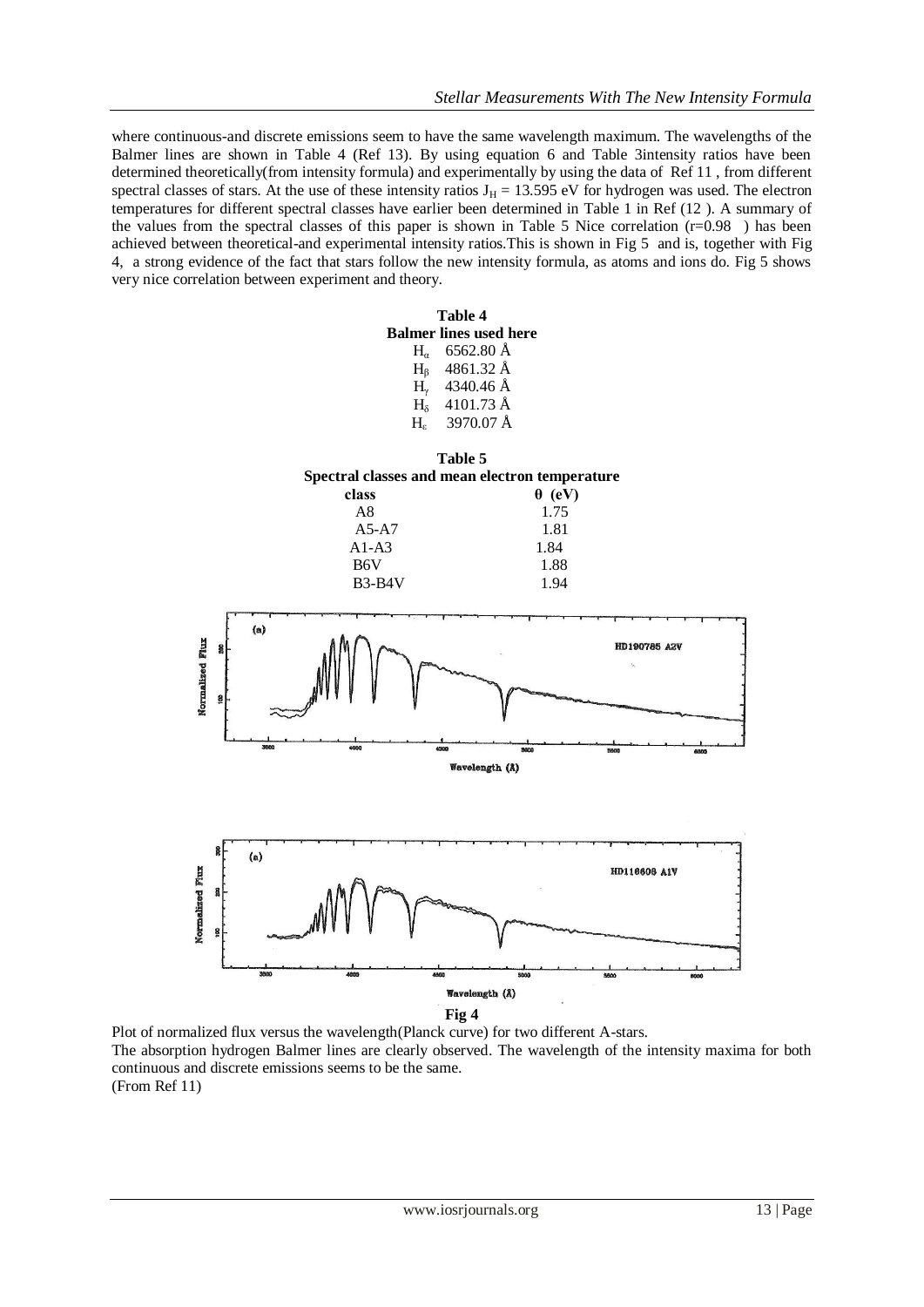where continuous-and discrete emissions seem to have the same wavelength maximum. The wavelengths of the Balmer lines are shown in Table 4 (Ref 13). By using equation 6 and Table 3intensity ratios have been determined theoretically(from intensity formula) and experimentally by using the data of Ref 11 , from different spectral classes of stars. At the use of these intensity ratios $J_H = 13.595$ eV for hydrogen was used. The electron temperatures for different spectral classes have earlier been determined in Table 1 in Ref (12 ). A summary of the values from the spectral classes of this paper is shown in Table 5 Nice correlation ($r=0.98$ ) has been achieved between theoretical-and experimental intensity ratios.This is shown in Fig 5 and is, together with Fig 4, a strong evidence of the fact that stars follow the new intensity formula, as atoms and ions do. Fig 5 shows very nice correlation between experiment and theory.

**Table 4**
**Balmer lines used here**

| Line | Wavelength |
|---|---|
| $H_\alpha$ | 6562.80 Å |
| $H_\beta$ | 4861.32 Å |
| $H_\gamma$ | 4340.46 Å |
| $H_\delta$ | 4101.73 Å |
| $H_\varepsilon$ | 3970.07 Å |

**Table 5**
**Spectral classes and mean electron temperature**

| class | $\theta$ (eV) |
|---|---|
| A8 | 1.75 |
| A5-A7 | 1.81 |
| A1-A3 | 1.84 |
| B6V | 1.88 |
| B3-B4V | 1.94 |

**Fig 4**

Plot of normalized flux versus the wavelength(Planck curve) for two different A-stars.
The absorption hydrogen Balmer lines are clearly observed. The wavelength of the intensity maxima for both continuous and discrete emissions seems to be the same.
(From Ref 11)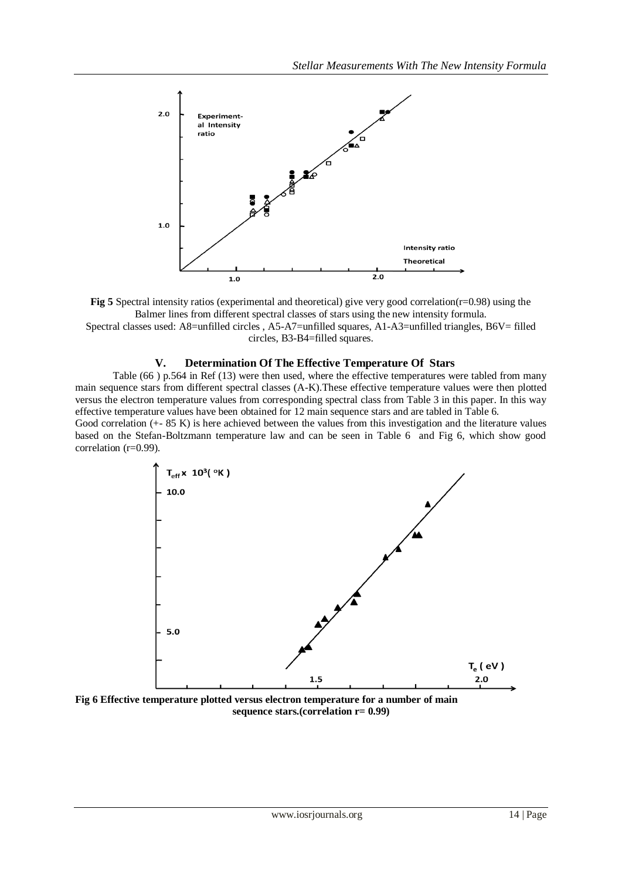**Fig 5** Spectral intensity ratios (experimental and theoretical) give very good correlation(r=0.98) using the Balmer lines from different spectral classes of stars using the new intensity formula.
Spectral classes used: A8=unfilled circles , A5-A7=unfilled squares, A1-A3=unfilled triangles, B6V= filled circles, B3-B4=filled squares.

## V. Determination Of The Effective Temperature Of Stars

Table (66 ) p.564 in Ref (13) were then used, where the effective temperatures were tabled from many main sequence stars from different spectral classes (A-K).These effective temperature values were then plotted versus the electron temperature values from corresponding spectral class from Table 3 in this paper. In this way effective temperature values have been obtained for 12 main sequence stars and are tabled in Table 6.
Good correlation (+- 85 K) is here achieved between the values from this investigation and the literature values based on the Stefan-Boltzmann temperature law and can be seen in Table 6 and Fig 6, which show good correlation (r=0.99).

**Fig 6 Effective temperature plotted versus electron temperature for a number of main sequence stars.(correlation r= 0.99)**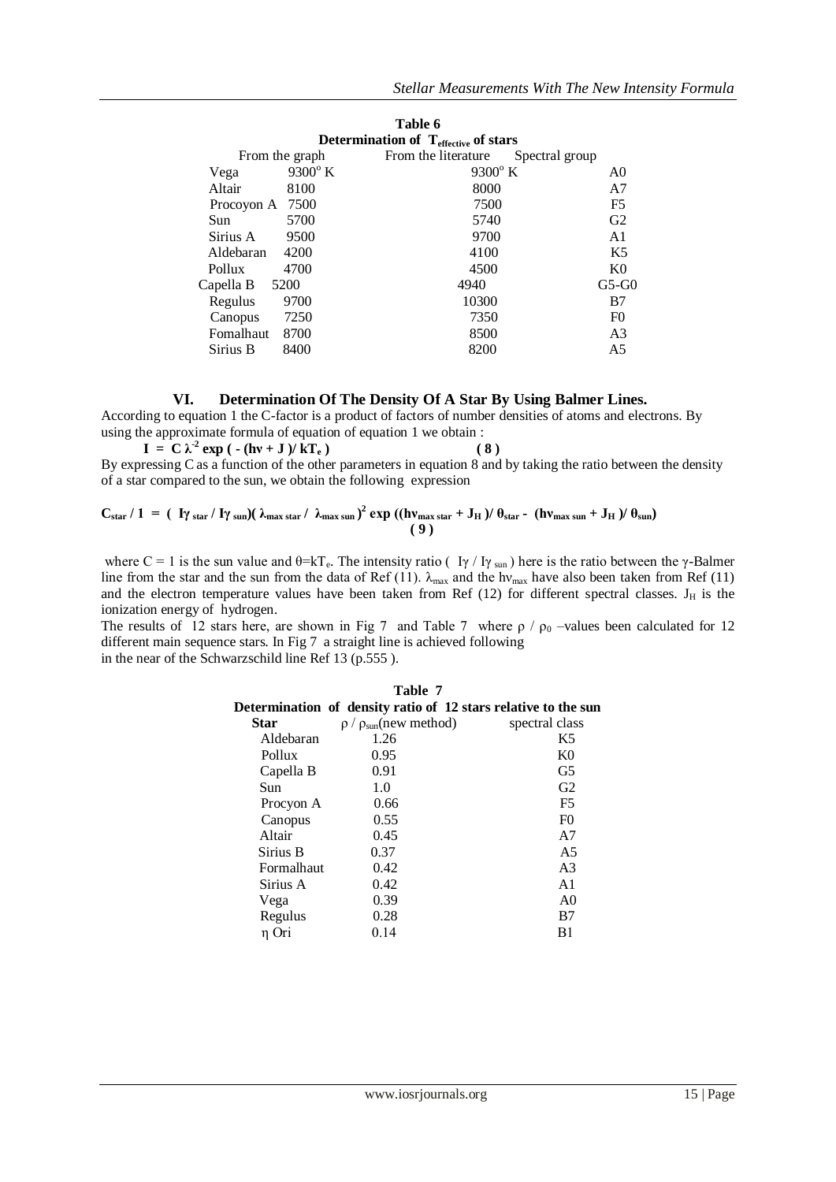**Table 6**
**Determination of $T_{effective}$ of stars**

| From the graph | | From the literature | Spectral group |
|---|---|---|---|
| Vega | 9300° K | 9300° K | A0 |
| Altair | 8100 | 8000 | A7 |
| Procoyon A | 7500 | 7500 | F5 |
| Sun | 5700 | 5740 | G2 |
| Sirius A | 9500 | 9700 | A1 |
| Aldebaran | 4200 | 4100 | K5 |
| Pollux | 4700 | 4500 | K0 |
| Capella B | 5200 | 4940 | G5-G0 |
| Regulus | 9700 | 10300 | B7 |
| Canopus | 7250 | 7350 | F0 |
| Fomalhaut | 8700 | 8500 | A3 |
| Sirius B | 8400 | 8200 | A5 |

## VI. Determination Of The Density Of A Star By Using Balmer Lines.

According to equation 1 the C-factor is a product of factors of number densities of atoms and electrons. By using the approximate formula of equation of equation 1 we obtain :

$$I = C\,\lambda^{-2} \exp\left( -(h\nu + J)/ kT_e \right) \qquad (8)$$

By expressing C as a function of the other parameters in equation 8 and by taking the ratio between the density of a star compared to the sun, we obtain the following expression

$$C_{star} / 1 = \left( I\gamma_{star} / I\gamma_{sun}\right)\left( \lambda_{max\,star} / \lambda_{max\,sun}\right)^2 \exp\left((h\nu_{max\,star} + J_H)/ \theta_{star} - (h\nu_{max\,sun} + J_H)/ \theta_{sun}\right) \qquad (9)$$

where C = 1 is the sun value and $\theta = kT_e$. The intensity ratio ( $I\gamma / I\gamma_{sun}$ ) here is the ratio between the γ-Balmer line from the star and the sun from the data of Ref (11). $\lambda_{max}$ and the $h\nu_{max}$ have also been taken from Ref (11) and the electron temperature values have been taken from Ref (12) for different spectral classes. $J_H$ is the ionization energy of hydrogen.

The results of 12 stars here, are shown in Fig 7 and Table 7 where $\rho / \rho_0$ –values been calculated for 12 different main sequence stars. In Fig 7 a straight line is achieved following in the near of the Schwarzschild line Ref 13 (p.555 ).

**Table 7**
**Determination of density ratio of 12 stars relative to the sun**

| Star | $\rho / \rho_{sun}$(new method) | spectral class |
|---|---|---|
| Aldebaran | 1.26 | K5 |
| Pollux | 0.95 | K0 |
| Capella B | 0.91 | G5 |
| Sun | 1.0 | G2 |
| Procyon A | 0.66 | F5 |
| Canopus | 0.55 | F0 |
| Altair | 0.45 | A7 |
| Sirius B | 0.37 | A5 |
| Formalhaut | 0.42 | A3 |
| Sirius A | 0.42 | A1 |
| Vega | 0.39 | A0 |
| Regulus | 0.28 | B7 |
| η Ori | 0.14 | B1 |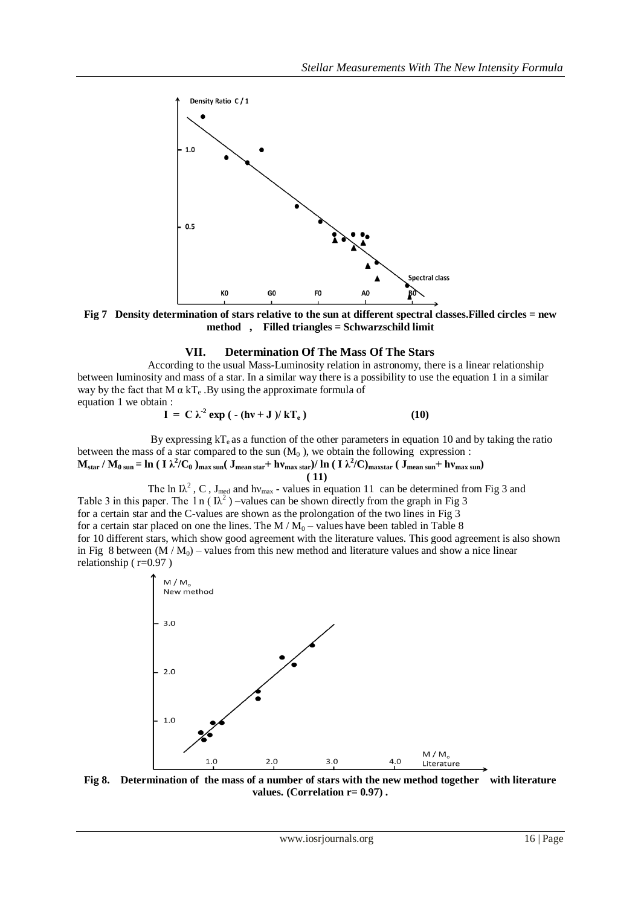Fig 7 Density determination of stars relative to the sun at different spectral classes.Filled circles = new method , Filled triangles = Schwarzschild limit

## VII. Determination Of The Mass Of The Stars

According to the usual Mass-Luminosity relation in astronomy, there is a linear relationship between luminosity and mass of a star. In a similar way there is a possibility to use the equation 1 in a similar way by the fact that $M \alpha kT_e$ .By using the approximate formula of equation 1 we obtain :

$$I = C \lambda^{-2} \exp ( - (h\nu + J )/ kT_e ) \qquad (10)$$

By expressing $kT_e$ as a function of the other parameters in equation 10 and by taking the ratio between the mass of a star compared to the sun ($M_0$ ), we obtain the following expression :

$$M_{star} / M_{0\ sun} = \ln ( I \lambda^2/C_0 )_{max\ sun}( J_{mean\ star}+ h\nu_{max\ star})/ \ln ( I \lambda^2/C)_{maxstar} ( J_{mean\ sun}+ h\nu_{max\ sun}) \qquad (11)$$

The ln $I\lambda^2$ , C , $J_{med}$ and $h\nu_{max}$ - values in equation 11 can be determined from Fig 3 and Table 3 in this paper. The ln ( $I\lambda^2$ ) –values can be shown directly from the graph in Fig 3 for a certain star and the C-values are shown as the prolongation of the two lines in Fig 3 for a certain star placed on one the lines. The $M / M_0$ – values have been tabled in Table 8 for 10 different stars, which show good agreement with the literature values. This good agreement is also shown in Fig 8 between ($M / M_0$) – values from this new method and literature values and show a nice linear relationship ( r=0.97 )

Fig 8. Determination of the mass of a number of stars with the new method together with literature values. (Correlation r= 0.97) .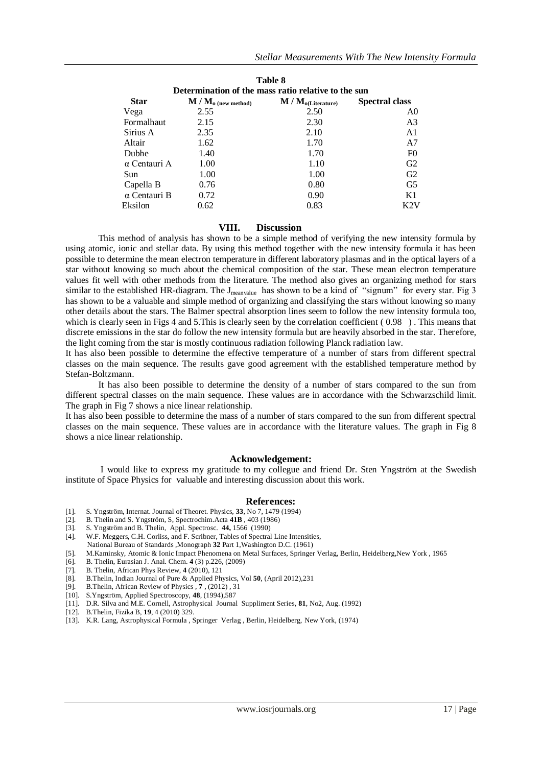**Table 8**
**Determination of the mass ratio relative to the sun**

| Star | $M / M_{o\,(new\ method)}$ | $M / M_{o(Literature)}$ | Spectral class |
|---|---|---|---|
| Vega | 2.55 | 2.50 | A0 |
| Formalhaut | 2.15 | 2.30 | A3 |
| Sirius A | 2.35 | 2.10 | A1 |
| Altair | 1.62 | 1.70 | A7 |
| Dubhe | 1.40 | 1.70 | F0 |
| α Centauri A | 1.00 | 1.10 | G2 |
| Sun | 1.00 | 1.00 | G2 |
| Capella B | 0.76 | 0.80 | G5 |
| α Centauri B | 0.72 | 0.90 | K1 |
| Eksilon | 0.62 | 0.83 | K2V |

## VIII. Discussion

This method of analysis has shown to be a simple method of verifying the new intensity formula by using atomic, ionic and stellar data. By using this method together with the new intensity formula it has been possible to determine the mean electron temperature in different laboratory plasmas and in the optical layers of a star without knowing so much about the chemical composition of the star. These mean electron temperature values fit well with other methods from the literature. The method also gives an organizing method for stars similar to the established HR-diagram. The $J_{meanvalue}$ has shown to be a kind of "signum" for every star. Fig 3 has shown to be a valuable and simple method of organizing and classifying the stars without knowing so many other details about the stars. The Balmer spectral absorption lines seem to follow the new intensity formula too, which is clearly seen in Figs 4 and 5.This is clearly seen by the correlation coefficient ( 0.98 ) . This means that discrete emissions in the star do follow the new intensity formula but are heavily absorbed in the star. Therefore, the light coming from the star is mostly continuous radiation following Planck radiation law.

It has also been possible to determine the effective temperature of a number of stars from different spectral classes on the main sequence. The results gave good agreement with the established temperature method by Stefan-Boltzmann.

It has also been possible to determine the density of a number of stars compared to the sun from different spectral classes on the main sequence. These values are in accordance with the Schwarzschild limit. The graph in Fig 7 shows a nice linear relationship.

It has also been possible to determine the mass of a number of stars compared to the sun from different spectral classes on the main sequence. These values are in accordance with the literature values. The graph in Fig 8 shows a nice linear relationship.

## Acknowledgement:

I would like to express my gratitude to my collegue and friend Dr. Sten Yngström at the Swedish institute of Space Physics for valuable and interesting discussion about this work.

## References:

[1]. S. Yngström, Internat. Journal of Theoret. Physics, **33**, No 7, 1479 (1994)
[2]. B. Thelin and S. Yngström, S, Spectrochim.Acta **41B** , 403 (1986)
[3]. S. Yngström and B. Thelin, Appl. Spectrosc. **44,** 1566 (1990)
[4]. W.F. Meggers, C.H. Corliss, and F. Scribner, Tables of Spectral Line Intensities, National Bureau of Standards ,Monograph **32** Part 1,Washington D.C. (1961)
[5]. M.Kaminsky, Atomic & Ionic Impact Phenomena on Metal Surfaces, Springer Verlag, Berlin, Heidelberg,New York , 1965
[6]. B. Thelin, Eurasian J. Anal. Chem. **4** (3) p.226, (2009)
[7]. B. Thelin, African Phys Review, **4** (2010), 121
[8]. B.Thelin, Indian Journal of Pure & Applied Physics, Vol **50**, (April 2012),231
[9]. B.Thelin, African Review of Physics , **7** , (2012) , 31
[10]. S.Yngström, Applied Spectroscopy, **48**, (1994),587
[11]. D.R. Silva and M.E. Cornell, Astrophysical Journal Suppliment Series, **81**, No2, Aug. (1992)
[12]. B.Thelin, Fizika B, **19**, 4 (2010) 329.
[13]. K.R. Lang, Astrophysical Formula , Springer Verlag , Berlin, Heidelberg, New York, (1974)